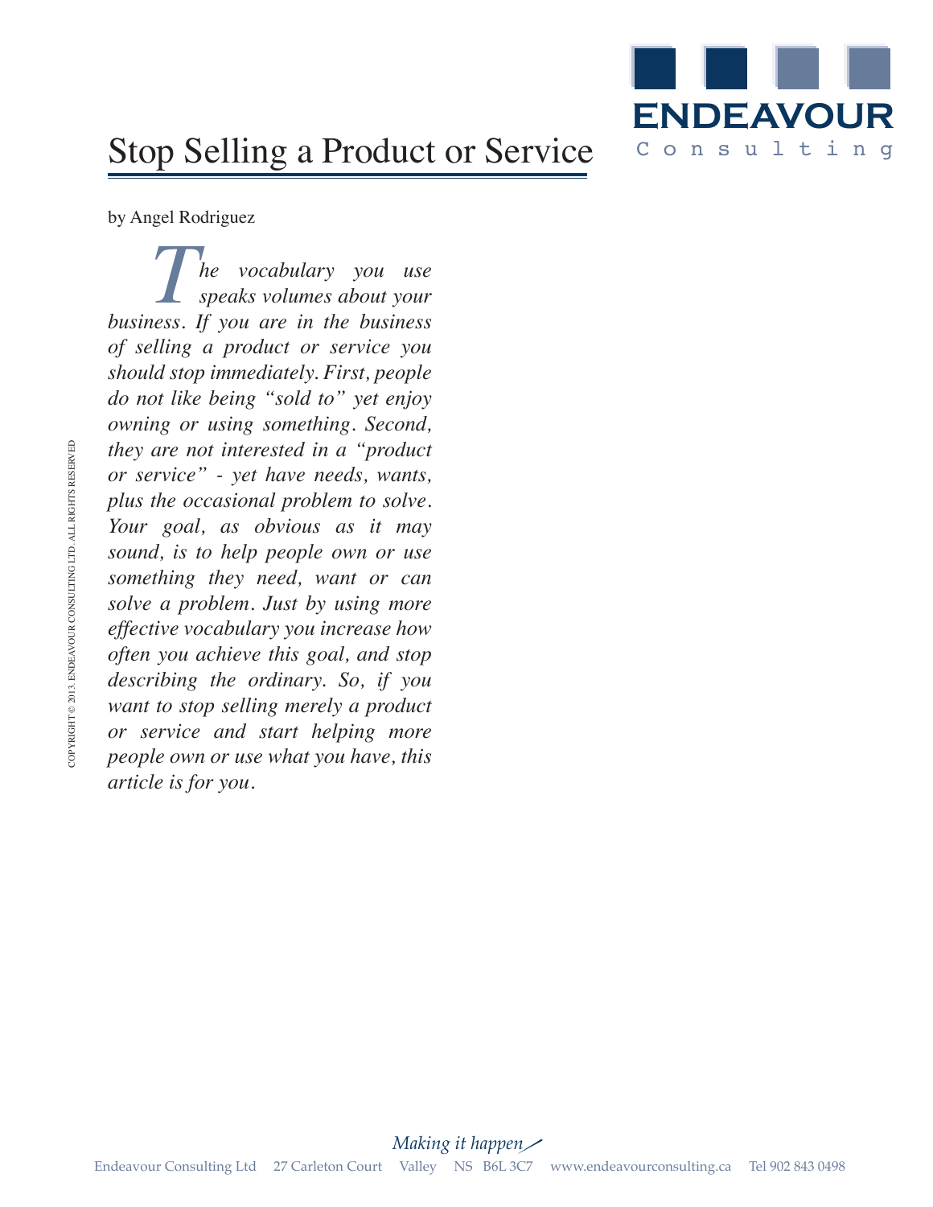# Stop Selling a Product or Service

by Angel Rodriguez

*The vocabulary you use speaks volumes about your business. If you are in the business of selling a product or service you should stop immediately. First, people do not like being "sold to" yet enjoy owning or using something. Second, they are not interested in a "product or service" - yet have needs, wants, plus the occasional problem to solve. Your goal, as obvious as it may sound, is to help people own or use something they need, want or can solve a problem. Just by using more effective vocabulary you increase how often you achieve this goal, and stop describing the ordinary. So, if you want to stop selling merely a product or service and start helping more people own or use what you have, this article is for you.*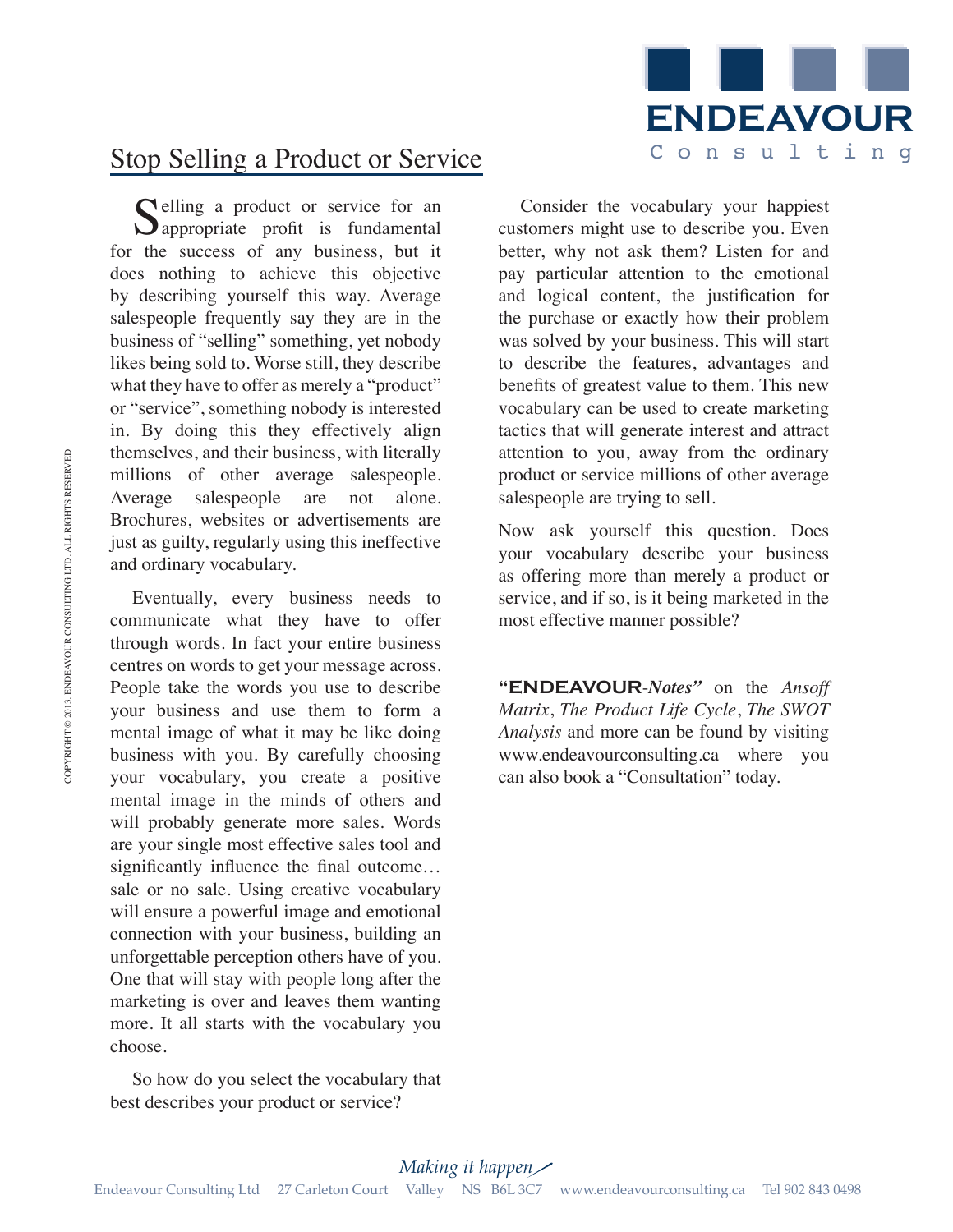# Stop Selling a Product or Service

Selling a product or service for an appropriate profit is fundamental for the success of any business, but it does nothing to achieve this objective by describing yourself this way. Average salespeople frequently say they are in the business of "selling" something, yet nobody likes being sold to. Worse still, they describe what they have to offer as merely a "product" or "service", something nobody is interested in. By doing this they effectively align themselves, and their business, with literally millions of other average salespeople. Average salespeople are not alone. Brochures, websites or advertisements are just as guilty, regularly using this ineffective and ordinary vocabulary.

Eventually, every business needs to communicate what they have to offer through words. In fact your entire business centres on words to get your message across. People take the words you use to describe your business and use them to form a mental image of what it may be like doing business with you. By carefully choosing your vocabulary, you create a positive mental image in the minds of others and will probably generate more sales. Words are your single most effective sales tool and significantly influence the final outcome… sale or no sale. Using creative vocabulary will ensure a powerful image and emotional connection with your business, building an unforgettable perception others have of you. One that will stay with people long after the marketing is over and leaves them wanting more. It all starts with the vocabulary you choose.

So how do you select the vocabulary that best describes your product or service?

Consider the vocabulary your happiest customers might use to describe you. Even better, why not ask them? Listen for and pay particular attention to the emotional and logical content, the justification for the purchase or exactly how their problem was solved by your business. This will start to describe the features, advantages and benefits of greatest value to them. This new vocabulary can be used to create marketing tactics that will generate interest and attract attention to you, away from the ordinary product or service millions of other average salespeople are trying to sell.

Now ask yourself this question. Does your vocabulary describe your business as offering more than merely a product or service, and if so, is it being marketed in the most effective manner possible?

**"ENDEAVOUR**-***Notes"*** on the *Ansoff Matrix*, *The Product Life Cycle*, *The SWOT Analysis* and more can be found by visiting www.endeavourconsulting.ca where you can also book a "Consultation" today.

COPYRIGHT © 2013. ENDEAVOUR CONSULTING LTD. ALL RIGHTS RESERVED

*Making it happen*

Endeavour Consulting Ltd 27 Carleton Court Valley NS B6L 3C7 www.endeavourconsulting.ca Tel 902 843 0498